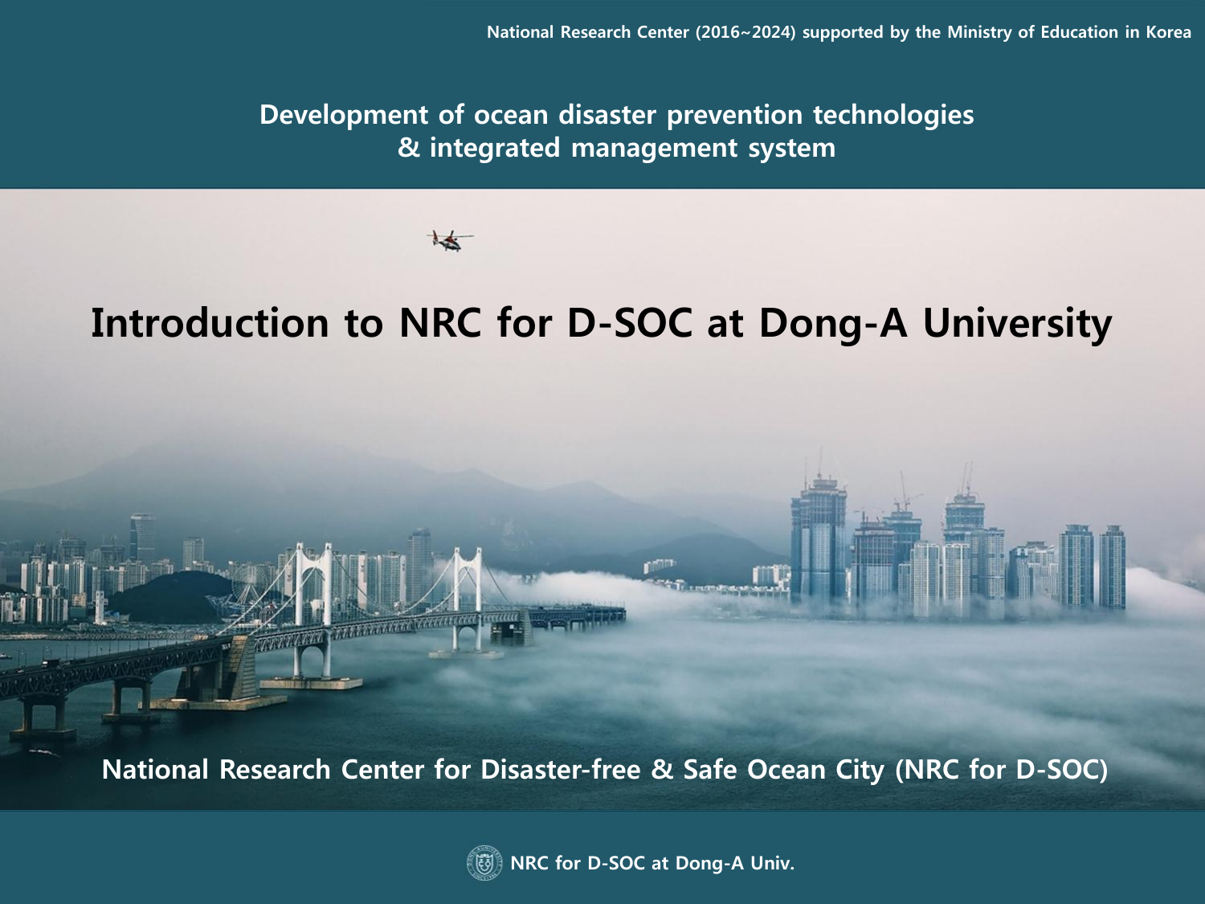National Research Center (2016~2024) supported by the Ministry of Education in Korea

## Development of ocean disaster prevention technologies & integrated management system

# Introduction to NRC for D-SOC at Dong-A University

**National Research Center for Disaster-free & Safe Ocean City (NRC for D-SOC)**

NRC for D-SOC at Dong-A Univ.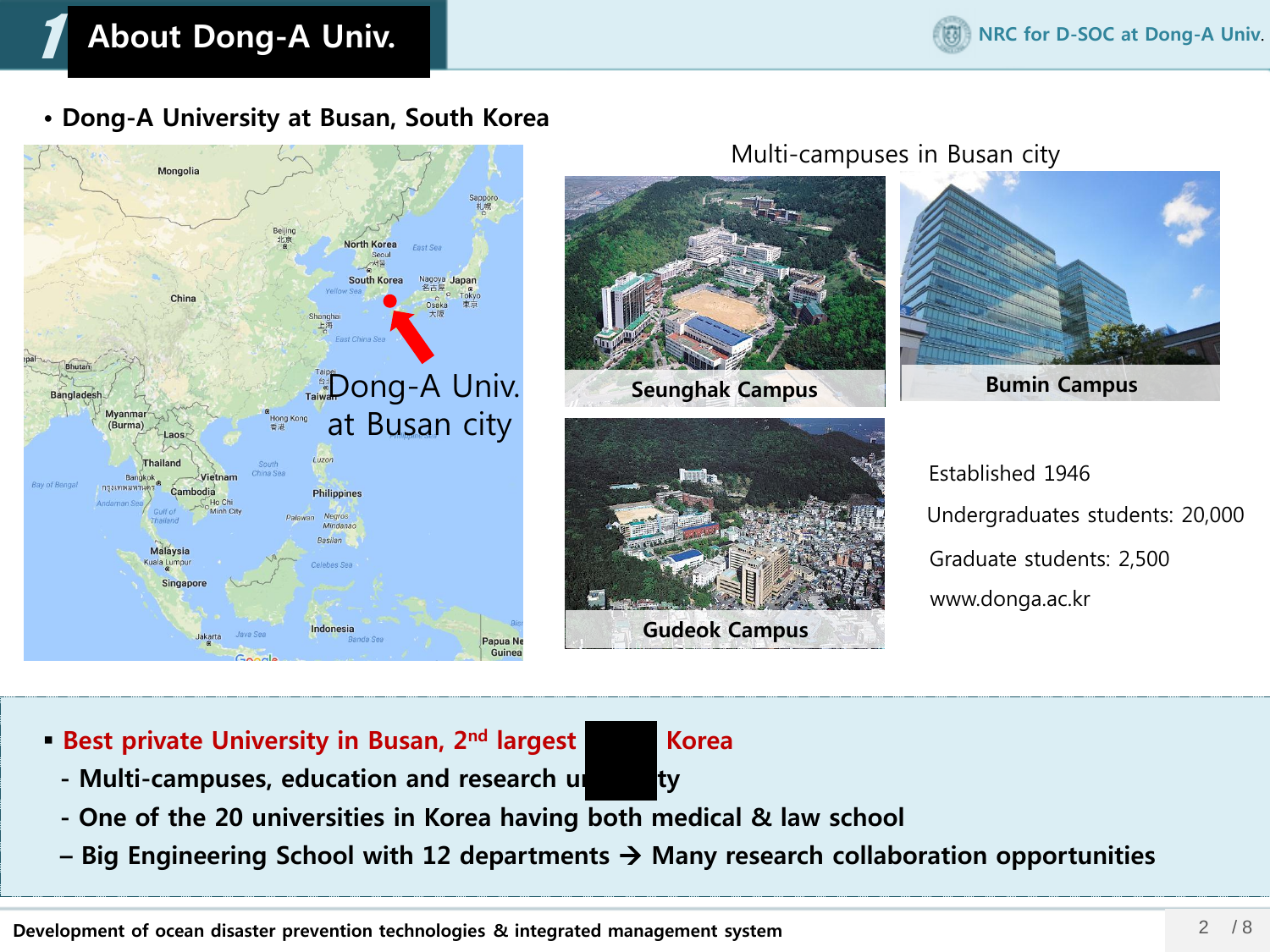# 1 About Dong-A Univ.

- **Dong-A University at Busan, South Korea**

Dong-A Univ. at Busan city

Multi-campuses in Busan city

**Seunghak Campus**

**Bumin Campus**

**Gudeok Campus**

Established 1946

Undergraduates students: 20,000

Graduate students: 2,500

www.donga.ac.kr

- **Best private University in Busan, 2nd largest Korea**
  - **Multi-campuses, education and research u ty**
  - **One of the 20 universities in Korea having both medical & law school**
  - **Big Engineering School with 12 departments → Many research collaboration opportunities**

**Development of ocean disaster prevention technologies & integrated management system**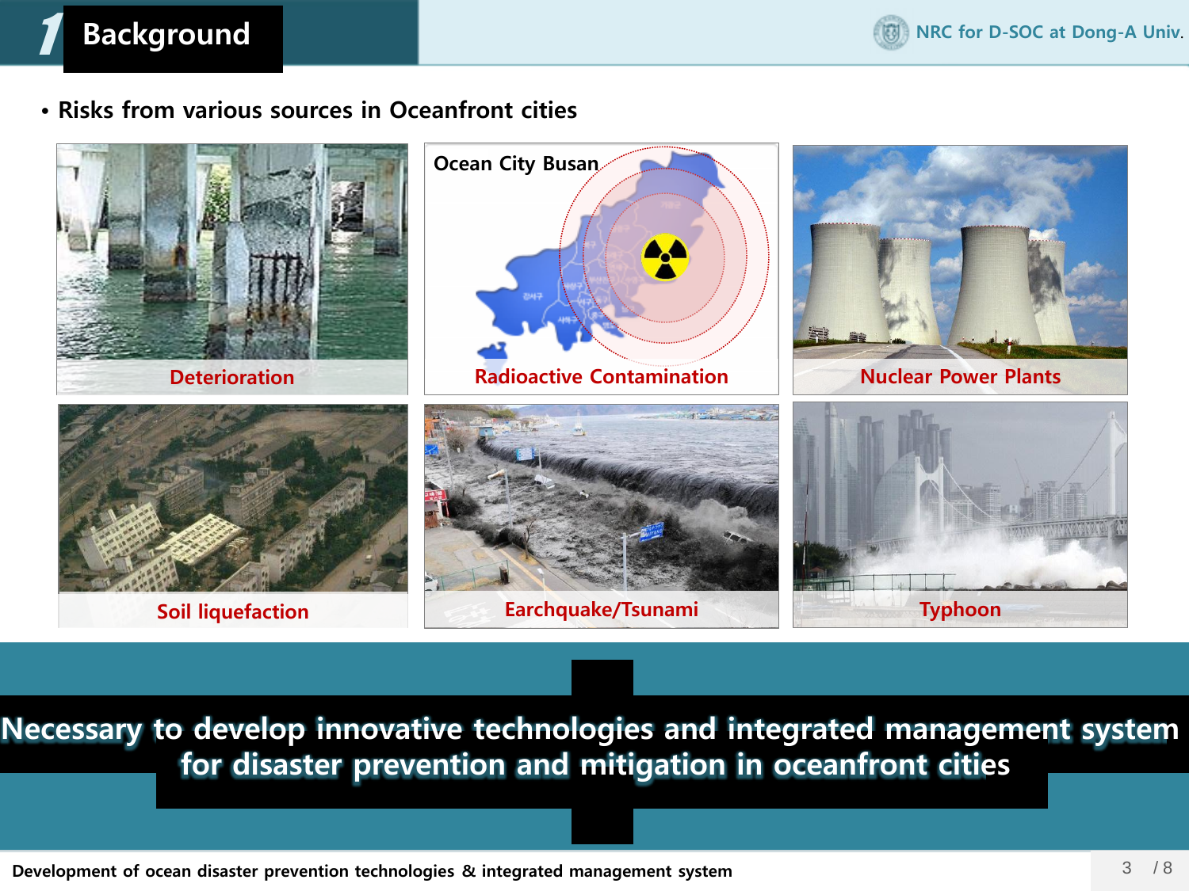# 1 Background

- Risks from various sources in Oceanfront cities

Deterioration

Ocean City Busan

Radioactive Contamination

Nuclear Power Plants

Soil liquefaction

Earchquake/Tsunami

Typhoon

**Necessary to develop innovative technologies and integrated management system for disaster prevention and mitigation in oceanfront cities**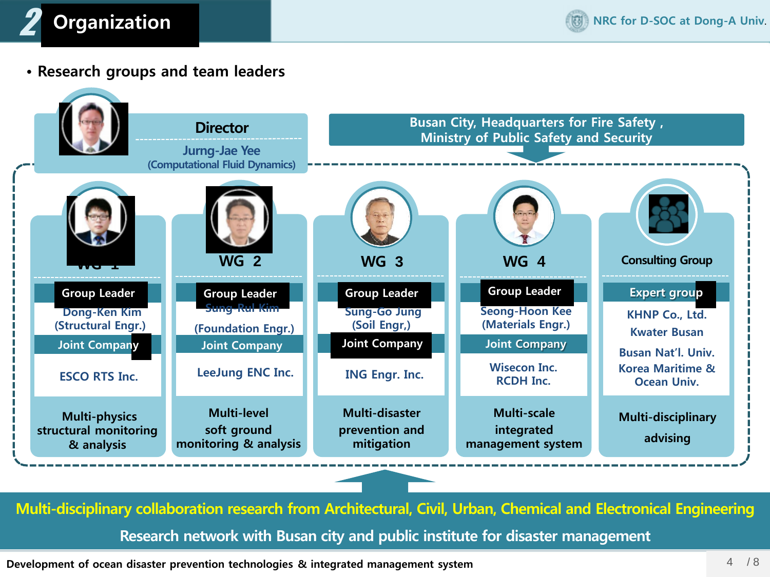# 2 Organization

- Research groups and team leaders

**Director**
Jurng-Jae Yee
(Computational Fluid Dynamics)

**Busan City, Headquarters for Fire Safety , Ministry of Public Safety and Security**

| | WG 1 | WG 2 | WG 3 | WG 4 | Consulting Group |
|---|---|---|---|---|---|
| Group Leader / Expert group | Dong-Ken Kim (Structural Engr.) | Sung-Rul Kim (Foundation Engr.) | Sung-Go Jung (Soil Engr,) | Seong-Hoon Kee (Materials Engr.) | KHNP Co., Ltd. Kwater Busan Busan Nat'l. Univ. Korea Maritime & Ocean Univ. |
| Joint Company | ESCO RTS Inc. | LeeJung ENC Inc. | ING Engr. Inc. | Wisecon Inc. RCDH Inc. | |
| Focus | Multi-physics structural monitoring & analysis | Multi-level soft ground monitoring & analysis | Multi-disaster prevention and mitigation | Multi-scale integrated management system | Multi-disciplinary advising |

**Multi-disciplinary collaboration research from Architectural, Civil, Urban, Chemical and Electronical Engineering**

**Research network with Busan city and public institute for disaster management**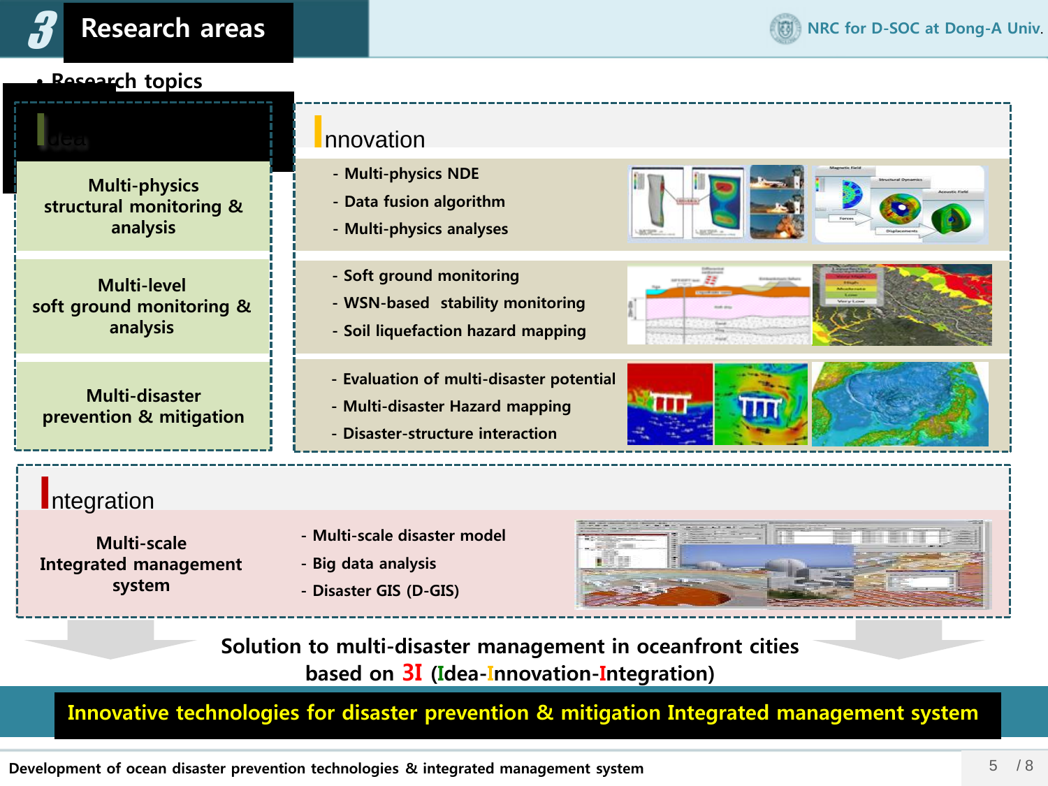# 3 Research areas

- Research topics

## Idea

Multi-physics structural monitoring & analysis

Multi-level soft ground monitoring & analysis

Multi-disaster prevention & mitigation

## Innovation

- Multi-physics NDE
- Data fusion algorithm
- Multi-physics analyses

- Soft ground monitoring
- WSN-based stability monitoring
- Soil liquefaction hazard mapping

- Evaluation of multi-disaster potential
- Multi-disaster Hazard mapping
- Disaster-structure interaction

## Integration

Multi-scale Integrated management system

- Multi-scale disaster model
- Big data analysis
- Disaster GIS (D-GIS)

**Solution to multi-disaster management in oceanfront cities based on 3I (Idea-Innovation-Integration)**

**Innovative technologies for disaster prevention & mitigation Integrated management system**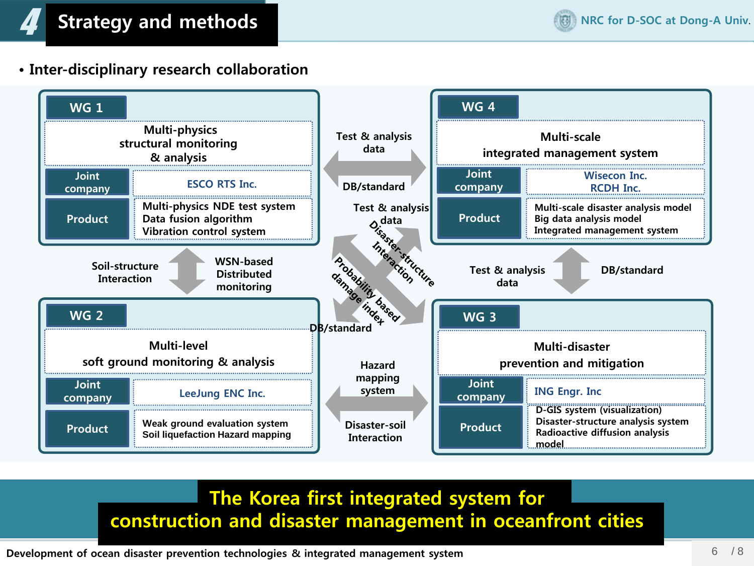# 4 Strategy and methods

- **Inter-disciplinary research collaboration**

## WG 1

**Multi-physics structural monitoring & analysis**

| | |
|---|---|
| Joint company | ESCO RTS Inc. |
| Product | Multi-physics NDE test system<br>Data fusion algorithm<br>Vibration control system |

## WG 4

**Multi-scale integrated management system**

| | |
|---|---|
| Joint company | Wisecon Inc.<br>RCDH Inc. |
| Product | Multi-scale disaster analysis model<br>Big data analysis model<br>Integrated management system |

## WG 2

**Multi-level soft ground monitoring & analysis**

| | |
|---|---|
| Joint company | LeeJung ENC Inc. |
| Product | Weak ground evaluation system<br>Soil liquefaction Hazard mapping |

## WG 3

**Multi-disaster prevention and mitigation**

| | |
|---|---|
| Joint company | ING Engr. Inc |
| Product | D-GIS system (visualization)<br>Disaster-structure analysis system<br>Radioactive diffusion analysis model |

**Interactions between working groups:**

- WG 1 ↔ WG 4: Test & analysis data / DB/standard
- WG 1 ↔ WG 2: Soil-structure Interaction / WSN-based Distributed monitoring
- WG 4 ↔ WG 3: Test & analysis data / DB/standard
- WG 2 ↔ WG 3: Hazard mapping system / Disaster-soil Interaction
- WG 4 ↔ WG 2: Test & analysis data / Probability based damage index / DB/standard
- WG 1 ↔ WG 3: Disaster-structure Interaction

**The Korea first integrated system for construction and disaster management in oceanfront cities**

Development of ocean disaster prevention technologies & integrated management system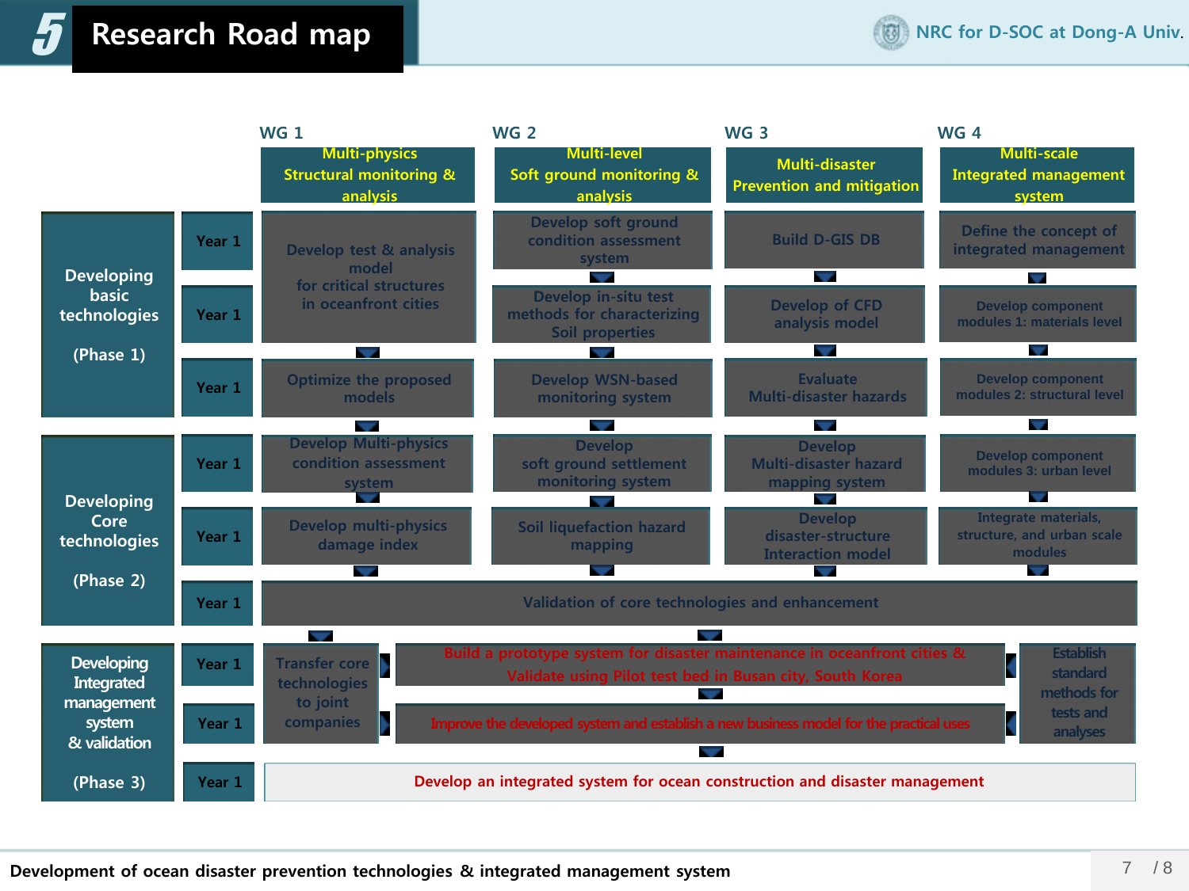# 5 Research Road map

NRC for D-SOC at Dong-A Univ.

| | | WG 1 Multi-physics Structural monitoring & analysis | WG 2 Multi-level Soft ground monitoring & analysis | WG 3 Multi-disaster Prevention and mitigation | WG 4 Multi-scale Integrated management system |
|---|---|---|---|---|---|
| Developing basic technologies (Phase 1) | Year 1 | Develop test & analysis model for critical structures in oceanfront cities | Develop soft ground condition assessment system | Build D-GIS DB | Define the concept of integrated management |
| | Year 1 | | Develop in-situ test methods for characterizing Soil properties | Develop of CFD analysis model | Develop component modules 1: materials level |
| | Year 1 | Optimize the proposed models | Develop WSN-based monitoring system | Evaluate Multi-disaster hazards | Develop component modules 2: structural level |
| Developing Core technologies (Phase 2) | Year 1 | Develop Multi-physics condition assessment system | Develop soft ground settlement monitoring system | Develop Multi-disaster hazard mapping system | Develop component modules 3: urban level |
| | Year 1 | Develop multi-physics damage index | Soil liquefaction hazard mapping | Develop disaster-structure Interaction model | Integrate materials, structure, and urban scale modules |
| | Year 1 | Validation of core technologies and enhancement | | | |
| Developing Integrated management system & validation (Phase 3) | Year 1 | Transfer core technologies to joint companies | Build a prototype system for disaster maintenance in oceanfront cities & Validate using Pilot test bed in Busan city, South Korea | | Establish standard methods for tests and analyses |
| | Year 1 | | Improve the developed system and establish a new business model for the practical uses | | |
| | Year 1 | Develop an integrated system for ocean construction and disaster management | | | |

Development of ocean disaster prevention technologies & integrated management system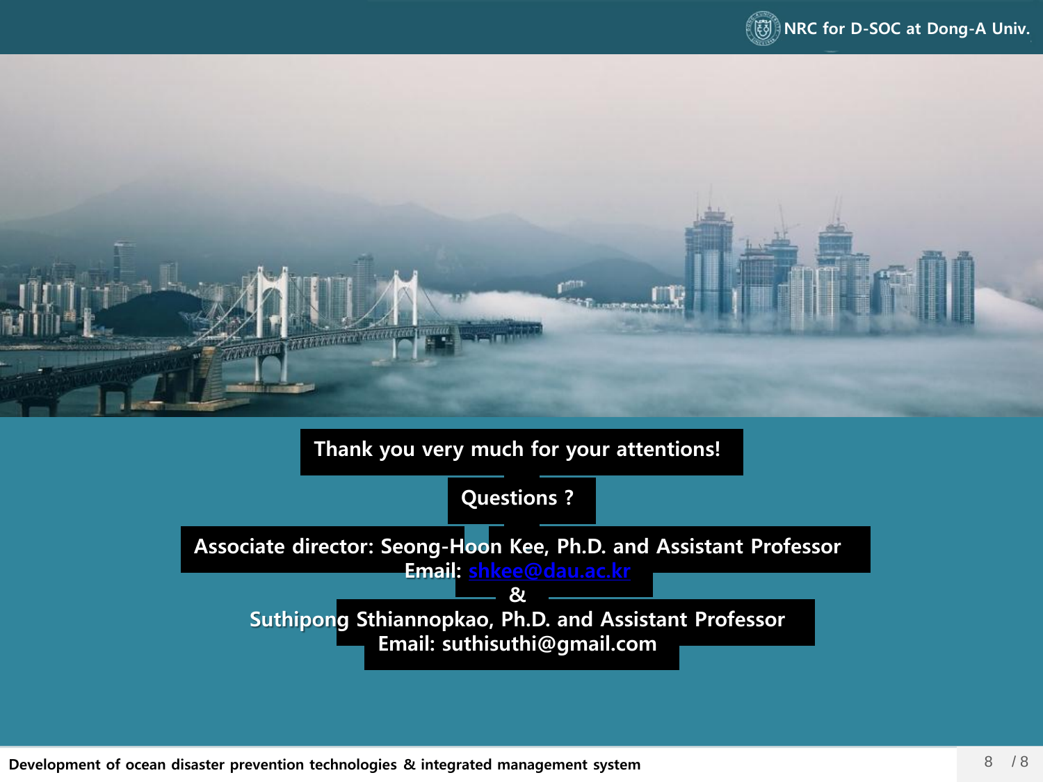Thank you very much for your attentions!

Questions ?

Associate director: Seong-Hoon Kee, Ph.D. and Assistant Professor
Email: shkee@dau.ac.kr

&

Suthipong Sthiannopkao, Ph.D. and Assistant Professor
Email: suthisuthi@gmail.com